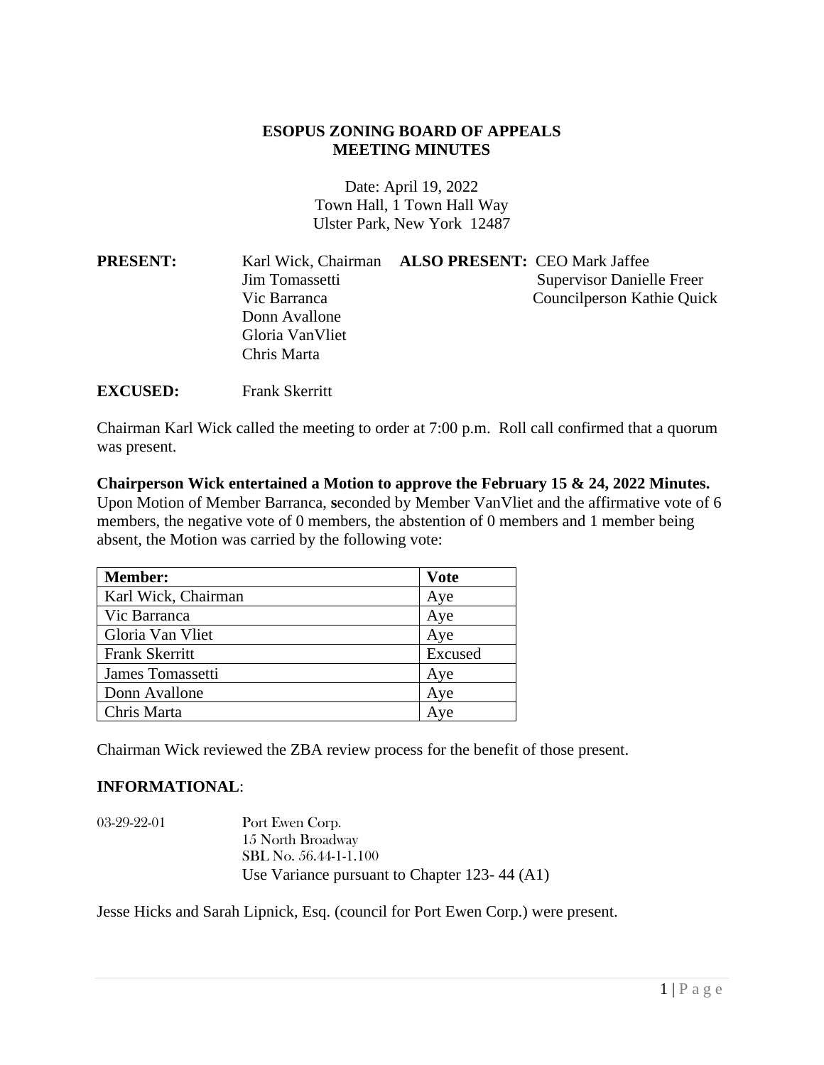# ESOPUS ZONING BOARD OF APPEALS
## MEETING MINUTES

Date: April 19, 2022
Town Hall, 1 Town Hall Way
Ulster Park, New York 12487

**PRESENT:** Karl Wick, Chairman
Jim Tomassetti
Vic Barranca
Donn Avallone
Gloria VanVliet
Chris Marta

**ALSO PRESENT:** CEO Mark Jaffee
Supervisor Danielle Freer
Councilperson Kathie Quick

**EXCUSED:** Frank Skerritt

Chairman Karl Wick called the meeting to order at 7:00 p.m. Roll call confirmed that a quorum was present.

**Chairperson Wick entertained a Motion to approve the February 15 & 24, 2022 Minutes.** Upon Motion of Member Barranca, **s**econded by Member VanVliet and the affirmative vote of 6 members, the negative vote of 0 members, the abstention of 0 members and 1 member being absent, the Motion was carried by the following vote:

| **Member:** | **Vote** |
|---|---|
| Karl Wick, Chairman | Aye |
| Vic Barranca | Aye |
| Gloria Van Vliet | Aye |
| Frank Skerritt | Excused |
| James Tomassetti | Aye |
| Donn Avallone | Aye |
| Chris Marta | Aye |

Chairman Wick reviewed the ZBA review process for the benefit of those present.

### INFORMATIONAL:

03-29-22-01 Port Ewen Corp.
15 North Broadway
SBL No. 56.44-1-1.100
Use Variance pursuant to Chapter 123- 44 (A1)

Jesse Hicks and Sarah Lipnick, Esq. (council for Port Ewen Corp.) were present.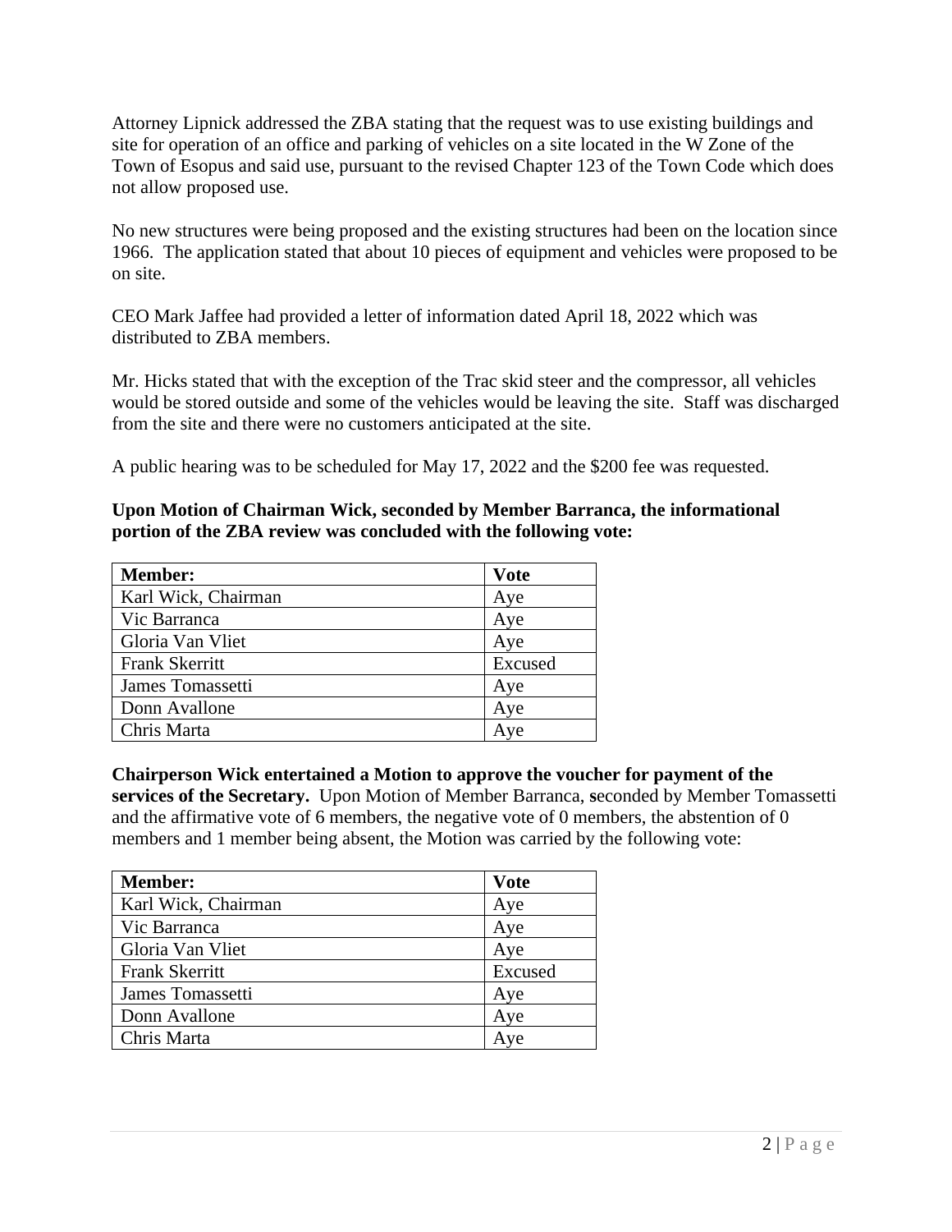Attorney Lipnick addressed the ZBA stating that the request was to use existing buildings and site for operation of an office and parking of vehicles on a site located in the W Zone of the Town of Esopus and said use, pursuant to the revised Chapter 123 of the Town Code which does not allow proposed use.

No new structures were being proposed and the existing structures had been on the location since 1966. The application stated that about 10 pieces of equipment and vehicles were proposed to be on site.

CEO Mark Jaffee had provided a letter of information dated April 18, 2022 which was distributed to ZBA members.

Mr. Hicks stated that with the exception of the Trac skid steer and the compressor, all vehicles would be stored outside and some of the vehicles would be leaving the site. Staff was discharged from the site and there were no customers anticipated at the site.

A public hearing was to be scheduled for May 17, 2022 and the $200 fee was requested.

**Upon Motion of Chairman Wick, seconded by Member Barranca, the informational portion of the ZBA review was concluded with the following vote:**

| Member: | Vote |
|---|---|
| Karl Wick, Chairman | Aye |
| Vic Barranca | Aye |
| Gloria Van Vliet | Aye |
| Frank Skerritt | Excused |
| James Tomassetti | Aye |
| Donn Avallone | Aye |
| Chris Marta | Aye |

**Chairperson Wick entertained a Motion to approve the voucher for payment of the services of the Secretary.** Upon Motion of Member Barranca, **s**econded by Member Tomassetti and the affirmative vote of 6 members, the negative vote of 0 members, the abstention of 0 members and 1 member being absent, the Motion was carried by the following vote:

| Member: | Vote |
|---|---|
| Karl Wick, Chairman | Aye |
| Vic Barranca | Aye |
| Gloria Van Vliet | Aye |
| Frank Skerritt | Excused |
| James Tomassetti | Aye |
| Donn Avallone | Aye |
| Chris Marta | Aye |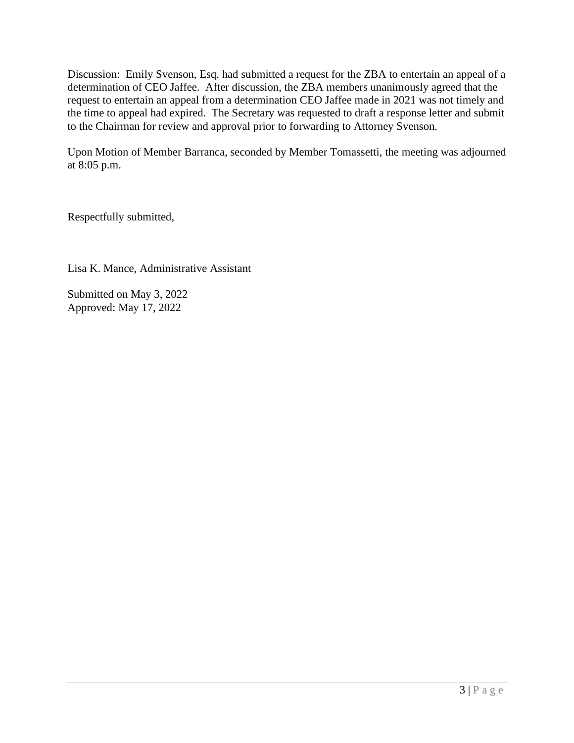Discussion: Emily Svenson, Esq. had submitted a request for the ZBA to entertain an appeal of a determination of CEO Jaffee. After discussion, the ZBA members unanimously agreed that the request to entertain an appeal from a determination CEO Jaffee made in 2021 was not timely and the time to appeal had expired. The Secretary was requested to draft a response letter and submit to the Chairman for review and approval prior to forwarding to Attorney Svenson.

Upon Motion of Member Barranca, seconded by Member Tomassetti, the meeting was adjourned at 8:05 p.m.

Respectfully submitted,

Lisa K. Mance, Administrative Assistant

Submitted on May 3, 2022
Approved: May 17, 2022